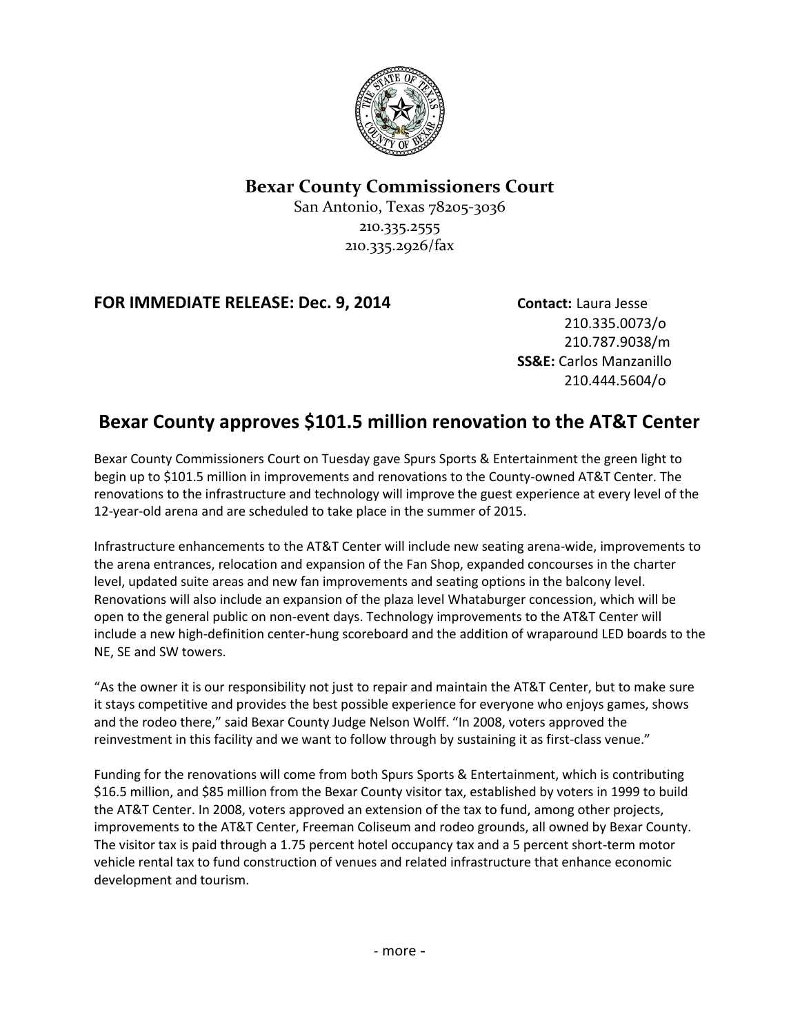**Bexar County Commissioners Court**

San Antonio, Texas 78205-3036
210.335.2555
210.335.2926/fax

**FOR IMMEDIATE RELEASE: Dec. 9, 2014**

**Contact:** Laura Jesse
210.335.0073/o
210.787.9038/m
**SS&E:** Carlos Manzanillo
210.444.5604/o

# Bexar County approves $101.5 million renovation to the AT&T Center

Bexar County Commissioners Court on Tuesday gave Spurs Sports & Entertainment the green light to begin up to $101.5 million in improvements and renovations to the County-owned AT&T Center. The renovations to the infrastructure and technology will improve the guest experience at every level of the 12-year-old arena and are scheduled to take place in the summer of 2015.

Infrastructure enhancements to the AT&T Center will include new seating arena-wide, improvements to the arena entrances, relocation and expansion of the Fan Shop, expanded concourses in the charter level, updated suite areas and new fan improvements and seating options in the balcony level. Renovations will also include an expansion of the plaza level Whataburger concession, which will be open to the general public on non-event days. Technology improvements to the AT&T Center will include a new high-definition center-hung scoreboard and the addition of wraparound LED boards to the NE, SE and SW towers.

"As the owner it is our responsibility not just to repair and maintain the AT&T Center, but to make sure it stays competitive and provides the best possible experience for everyone who enjoys games, shows and the rodeo there," said Bexar County Judge Nelson Wolff. "In 2008, voters approved the reinvestment in this facility and we want to follow through by sustaining it as first-class venue."

Funding for the renovations will come from both Spurs Sports & Entertainment, which is contributing $16.5 million, and $85 million from the Bexar County visitor tax, established by voters in 1999 to build the AT&T Center. In 2008, voters approved an extension of the tax to fund, among other projects, improvements to the AT&T Center, Freeman Coliseum and rodeo grounds, all owned by Bexar County. The visitor tax is paid through a 1.75 percent hotel occupancy tax and a 5 percent short-term motor vehicle rental tax to fund construction of venues and related infrastructure that enhance economic development and tourism.

- more -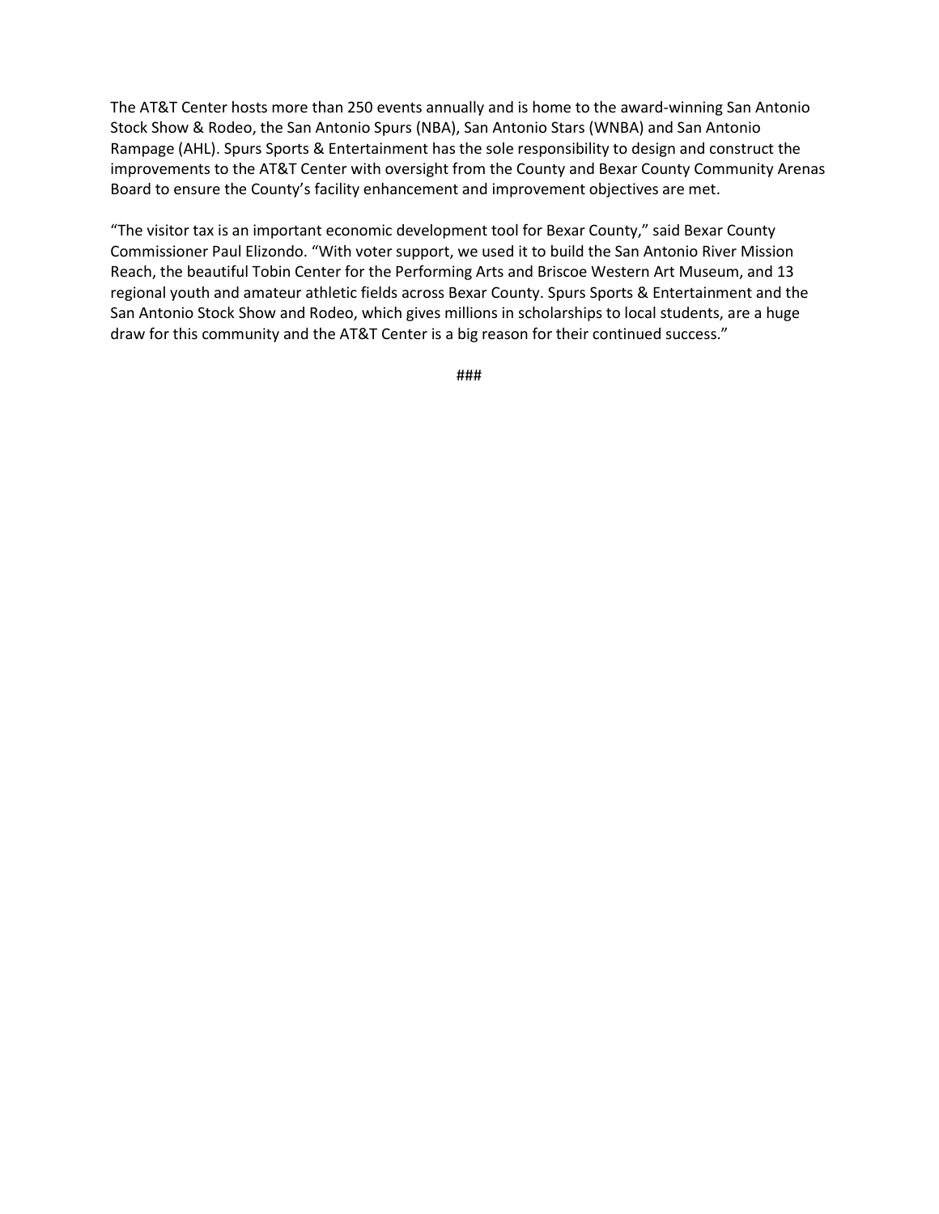The AT&T Center hosts more than 250 events annually and is home to the award-winning San Antonio Stock Show & Rodeo, the San Antonio Spurs (NBA), San Antonio Stars (WNBA) and San Antonio Rampage (AHL). Spurs Sports & Entertainment has the sole responsibility to design and construct the improvements to the AT&T Center with oversight from the County and Bexar County Community Arenas Board to ensure the County's facility enhancement and improvement objectives are met.

"The visitor tax is an important economic development tool for Bexar County," said Bexar County Commissioner Paul Elizondo. "With voter support, we used it to build the San Antonio River Mission Reach, the beautiful Tobin Center for the Performing Arts and Briscoe Western Art Museum, and 13 regional youth and amateur athletic fields across Bexar County. Spurs Sports & Entertainment and the San Antonio Stock Show and Rodeo, which gives millions in scholarships to local students, are a huge draw for this community and the AT&T Center is a big reason for their continued success."

###